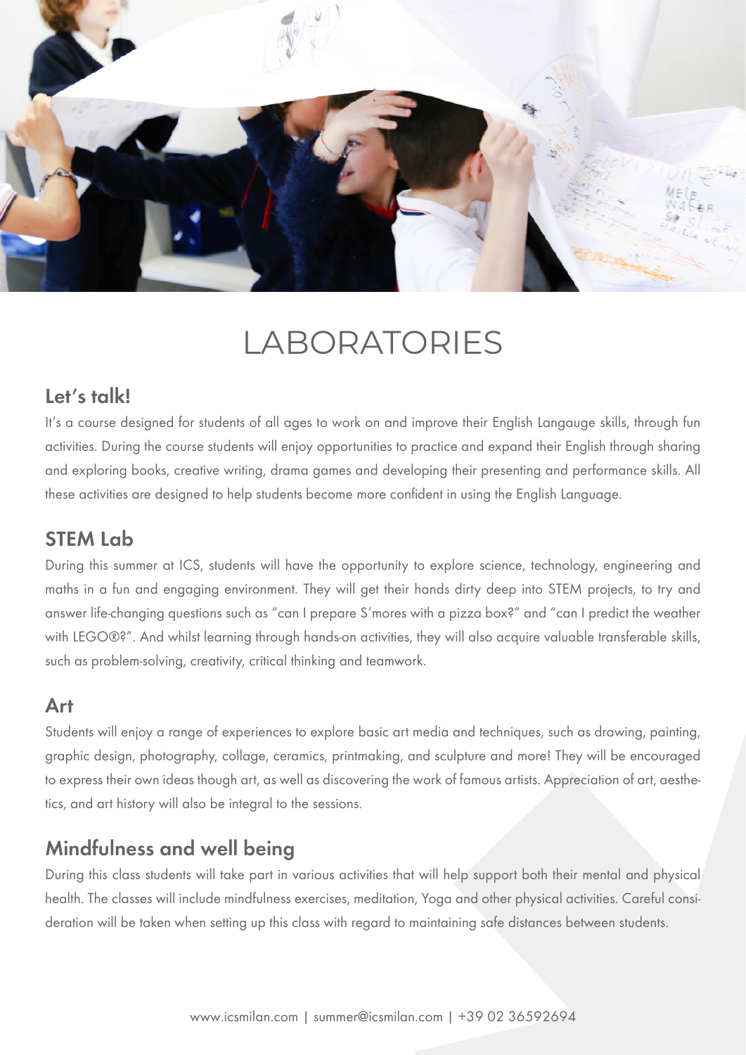# LABORATORIES

## Let's talk!

It's a course designed for students of all ages to work on and improve their English Langauge skills, through fun activities. During the course students will enjoy opportunities to practice and expand their English through sharing and exploring books, creative writing, drama games and developing their presenting and performance skills. All these activities are designed to help students become more confident in using the English Language.

## STEM Lab

During this summer at ICS, students will have the opportunity to explore science, technology, engineering and maths in a fun and engaging environment. They will get their hands dirty deep into STEM projects, to try and answer life-changing questions such as "can I prepare S'mores with a pizza box?" and "can I predict the weather with LEGO®?". And whilst learning through hands-on activities, they will also acquire valuable transferable skills, such as problem-solving, creativity, critical thinking and teamwork.

## Art

Students will enjoy a range of experiences to explore basic art media and techniques, such as drawing, painting, graphic design, photography, collage, ceramics, printmaking, and sculpture and more! They will be encouraged to express their own ideas though art, as well as discovering the work of famous artists. Appreciation of art, aesthetics, and art history will also be integral to the sessions.

## Mindfulness and well being

During this class students will take part in various activities that will help support both their mental and physical health. The classes will include mindfulness exercises, meditation, Yoga and other physical activities. Careful consideration will be taken when setting up this class with regard to maintaining safe distances between students.

www.icsmilan.com | summer@icsmilan.com | +39 02 36592694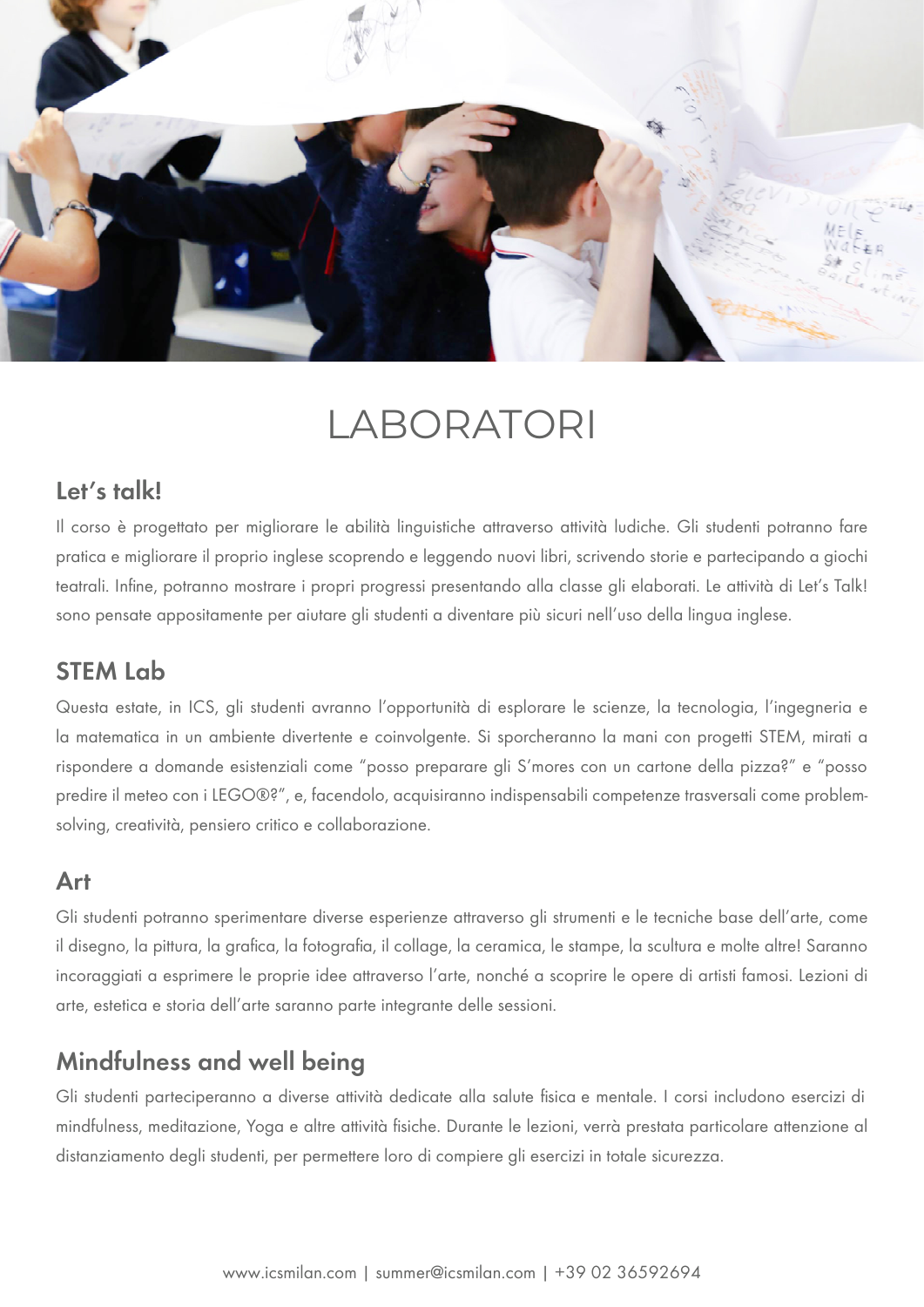# LABORATORI

## Let's talk!

Il corso è progettato per migliorare le abilità linguistiche attraverso attività ludiche. Gli studenti potranno fare pratica e migliorare il proprio inglese scoprendo e leggendo nuovi libri, scrivendo storie e partecipando a giochi teatrali. Infine, potranno mostrare i propri progressi presentando alla classe gli elaborati. Le attività di Let's Talk! sono pensate appositamente per aiutare gli studenti a diventare più sicuri nell'uso della lingua inglese.

## STEM Lab

Questa estate, in ICS, gli studenti avranno l'opportunità di esplorare le scienze, la tecnologia, l'ingegneria e la matematica in un ambiente divertente e coinvolgente. Si sporcheranno la mani con progetti STEM, mirati a rispondere a domande esistenziali come "posso preparare gli S'mores con un cartone della pizza?" e "posso predire il meteo con i LEGO®?", e, facendolo, acquisiranno indispensabili competenze trasversali come problem-solving, creatività, pensiero critico e collaborazione.

## Art

Gli studenti potranno sperimentare diverse esperienze attraverso gli strumenti e le tecniche base dell'arte, come il disegno, la pittura, la grafica, la fotografia, il collage, la ceramica, le stampe, la scultura e molte altre! Saranno incoraggiati a esprimere le proprie idee attraverso l'arte, nonché a scoprire le opere di artisti famosi. Lezioni di arte, estetica e storia dell'arte saranno parte integrante delle sessioni.

## Mindfulness and well being

Gli studenti parteciperanno a diverse attività dedicate alla salute fisica e mentale. I corsi includono esercizi di mindfulness, meditazione, Yoga e altre attività fisiche. Durante le lezioni, verrà prestata particolare attenzione al distanziamento degli studenti, per permettere loro di compiere gli esercizi in totale sicurezza.

www.icsmilan.com | summer@icsmilan.com | +39 02 36592694